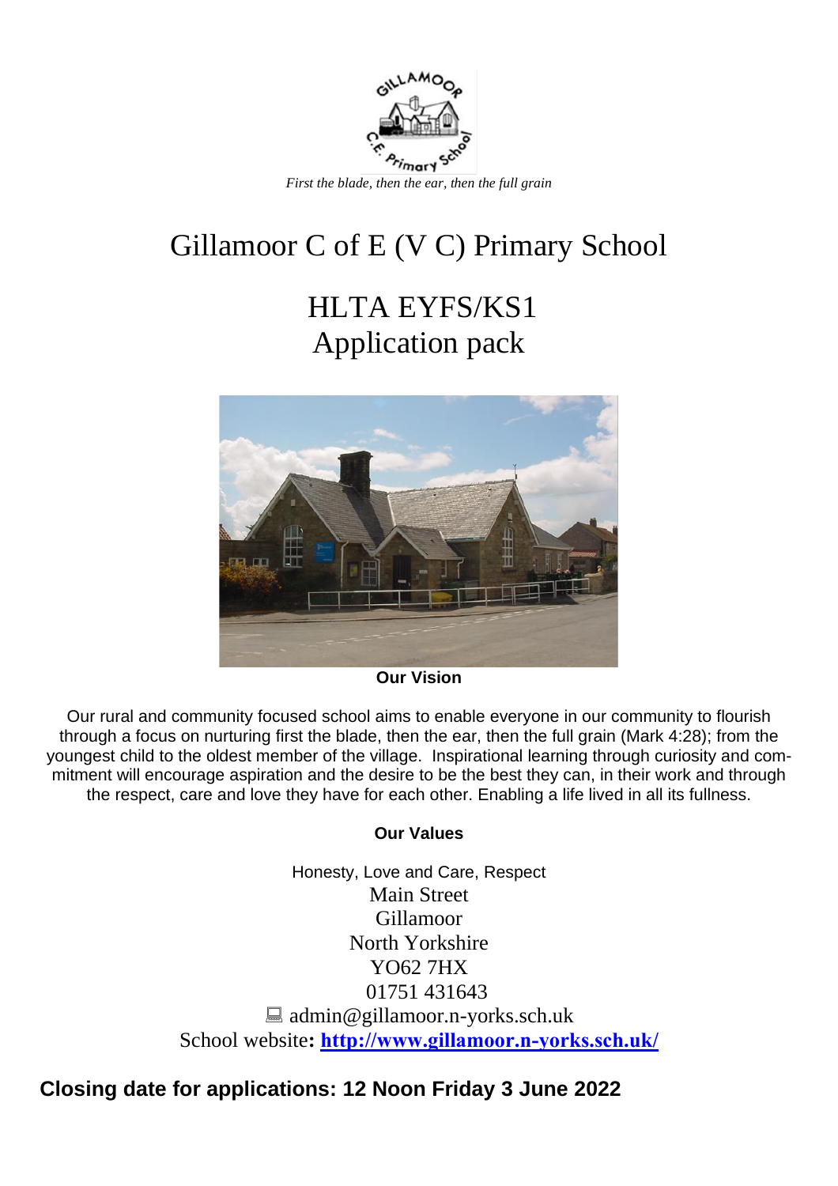*First the blade, then the ear, then the full grain*

# Gillamoor C of E (V C) Primary School

## HLTA EYFS/KS1
## Application pack

**Our Vision**

Our rural and community focused school aims to enable everyone in our community to flourish through a focus on nurturing first the blade, then the ear, then the full grain (Mark 4:28); from the youngest child to the oldest member of the village. Inspirational learning through curiosity and commitment will encourage aspiration and the desire to be the best they can, in their work and through the respect, care and love they have for each other. Enabling a life lived in all its fullness.

**Our Values**

Honesty, Love and Care, Respect

Main Street
Gillamoor
North Yorkshire
YO62 7HX
01751 431643
admin@gillamoor.n-yorks.sch.uk
School website: **http://www.gillamoor.n-yorks.sch.uk/**

**Closing date for applications: 12 Noon Friday 3 June 2022**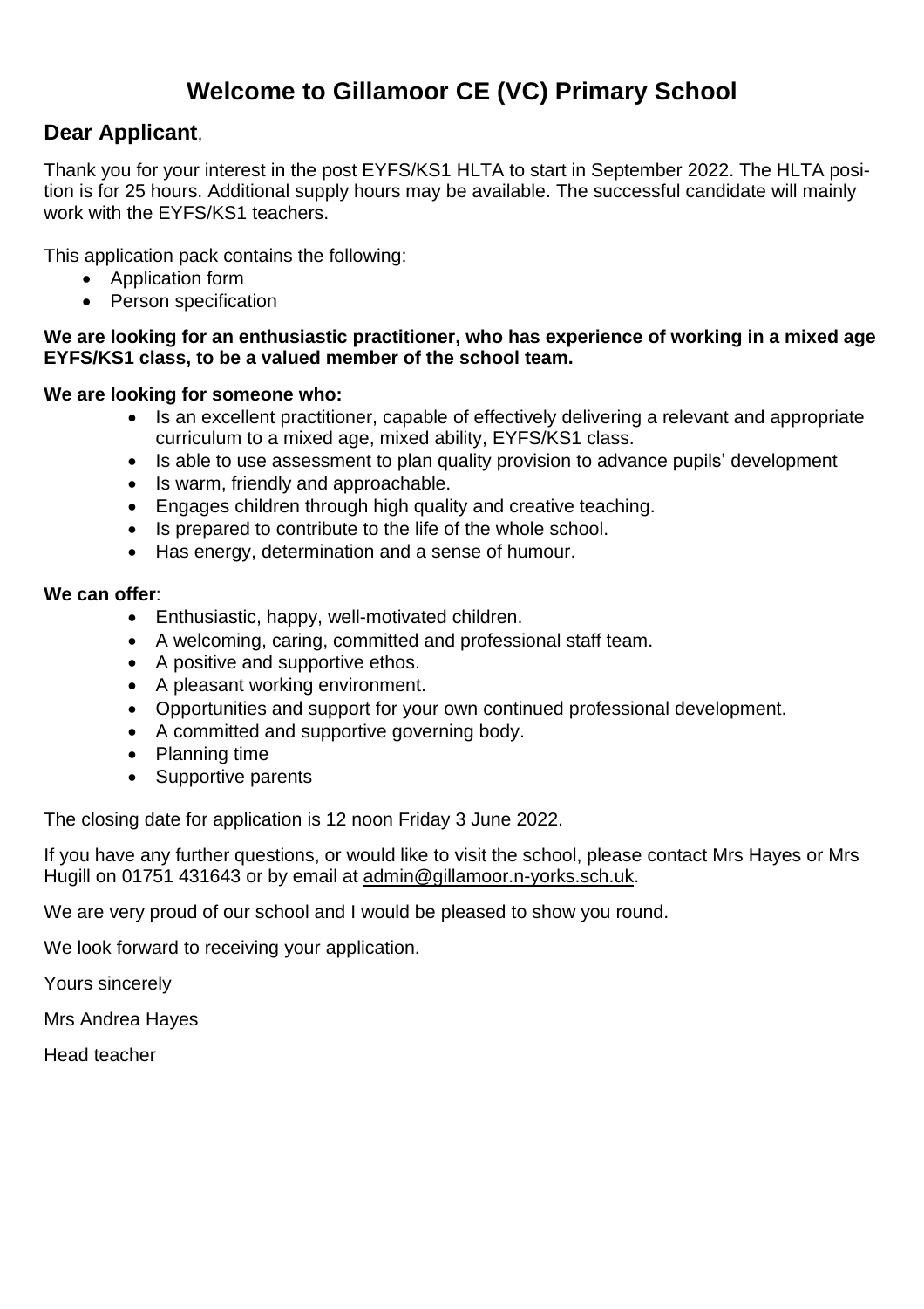# Welcome to Gillamoor CE (VC) Primary School

## Dear Applicant,

Thank you for your interest in the post EYFS/KS1 HLTA to start in September 2022. The HLTA position is for 25 hours. Additional supply hours may be available. The successful candidate will mainly work with the EYFS/KS1 teachers.

This application pack contains the following:

- Application form
- Person specification

**We are looking for an enthusiastic practitioner, who has experience of working in a mixed age EYFS/KS1 class, to be a valued member of the school team.**

**We are looking for someone who:**

- Is an excellent practitioner, capable of effectively delivering a relevant and appropriate curriculum to a mixed age, mixed ability, EYFS/KS1 class.
- Is able to use assessment to plan quality provision to advance pupils' development
- Is warm, friendly and approachable.
- Engages children through high quality and creative teaching.
- Is prepared to contribute to the life of the whole school.
- Has energy, determination and a sense of humour.

**We can offer**:

- Enthusiastic, happy, well-motivated children.
- A welcoming, caring, committed and professional staff team.
- A positive and supportive ethos.
- A pleasant working environment.
- Opportunities and support for your own continued professional development.
- A committed and supportive governing body.
- Planning time
- Supportive parents

The closing date for application is 12 noon Friday 3 June 2022.

If you have any further questions, or would like to visit the school, please contact Mrs Hayes or Mrs Hugill on 01751 431643 or by email at admin@gillamoor.n-yorks.sch.uk.

We are very proud of our school and I would be pleased to show you round.

We look forward to receiving your application.

Yours sincerely

Mrs Andrea Hayes

Head teacher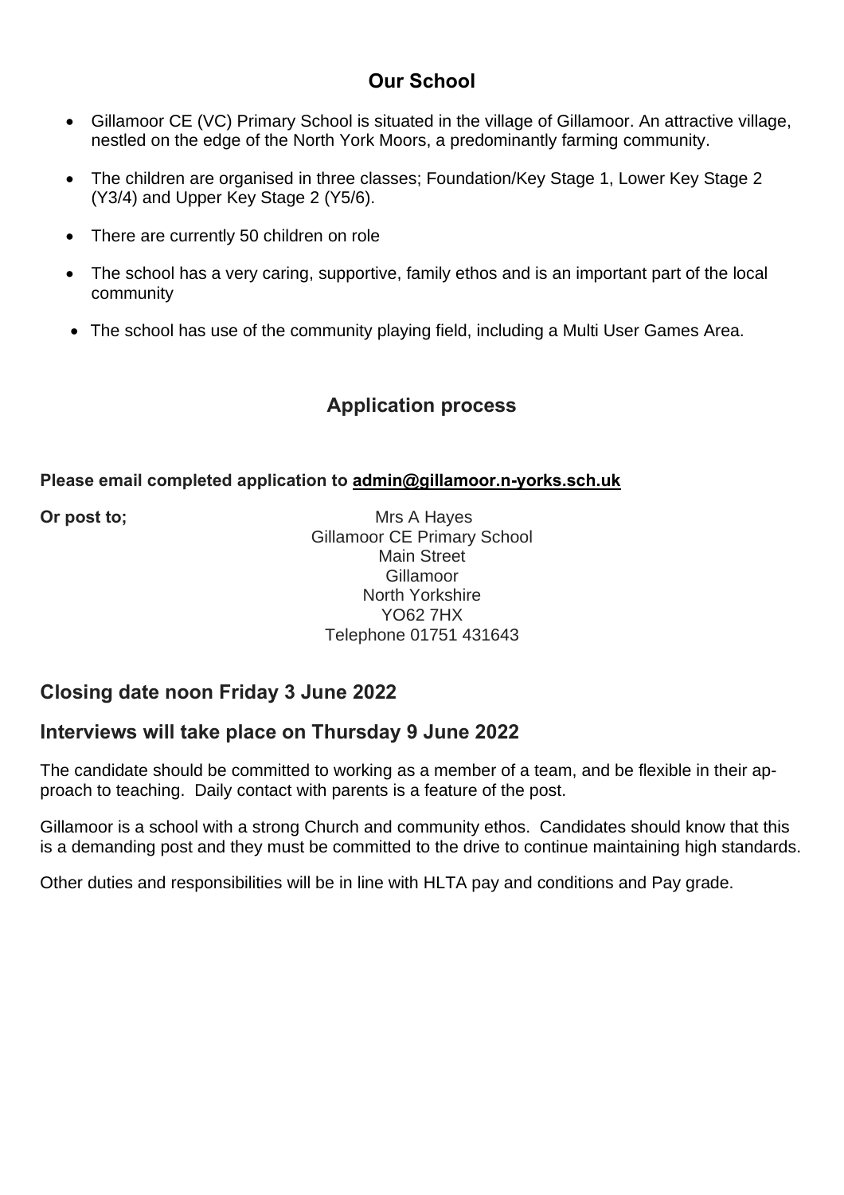## Our School

- Gillamoor CE (VC) Primary School is situated in the village of Gillamoor. An attractive village, nestled on the edge of the North York Moors, a predominantly farming community.
- The children are organised in three classes; Foundation/Key Stage 1, Lower Key Stage 2 (Y3/4) and Upper Key Stage 2 (Y5/6).
- There are currently 50 children on role
- The school has a very caring, supportive, family ethos and is an important part of the local community
- The school has use of the community playing field, including a Multi User Games Area.

## Application process

**Please email completed application to admin@gillamoor.n-yorks.sch.uk**

**Or post to;**

Mrs A Hayes
Gillamoor CE Primary School
Main Street
Gillamoor
North Yorkshire
YO62 7HX
Telephone 01751 431643

### Closing date noon Friday 3 June 2022

### Interviews will take place on Thursday 9 June 2022

The candidate should be committed to working as a member of a team, and be flexible in their approach to teaching. Daily contact with parents is a feature of the post.

Gillamoor is a school with a strong Church and community ethos. Candidates should know that this is a demanding post and they must be committed to the drive to continue maintaining high standards.

Other duties and responsibilities will be in line with HLTA pay and conditions and Pay grade.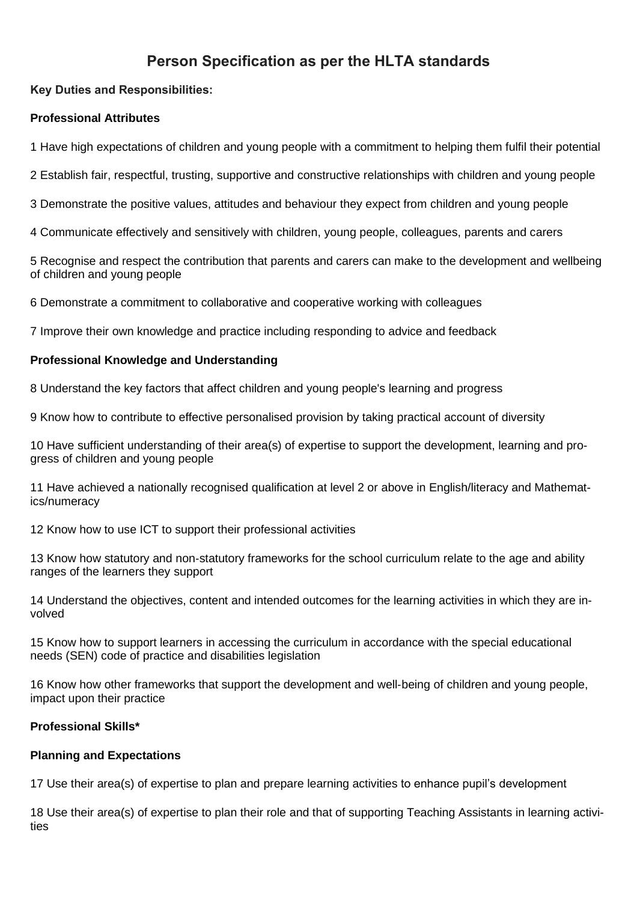# Person Specification as per the HLTA standards

**Key Duties and Responsibilities:**

**Professional Attributes**

1 Have high expectations of children and young people with a commitment to helping them fulfil their potential

2 Establish fair, respectful, trusting, supportive and constructive relationships with children and young people

3 Demonstrate the positive values, attitudes and behaviour they expect from children and young people

4 Communicate effectively and sensitively with children, young people, colleagues, parents and carers

5 Recognise and respect the contribution that parents and carers can make to the development and wellbeing of children and young people

6 Demonstrate a commitment to collaborative and cooperative working with colleagues

7 Improve their own knowledge and practice including responding to advice and feedback

**Professional Knowledge and Understanding**

8 Understand the key factors that affect children and young people's learning and progress

9 Know how to contribute to effective personalised provision by taking practical account of diversity

10 Have sufficient understanding of their area(s) of expertise to support the development, learning and progress of children and young people

11 Have achieved a nationally recognised qualification at level 2 or above in English/literacy and Mathematics/numeracy

12 Know how to use ICT to support their professional activities

13 Know how statutory and non-statutory frameworks for the school curriculum relate to the age and ability ranges of the learners they support

14 Understand the objectives, content and intended outcomes for the learning activities in which they are involved

15 Know how to support learners in accessing the curriculum in accordance with the special educational needs (SEN) code of practice and disabilities legislation

16 Know how other frameworks that support the development and well-being of children and young people, impact upon their practice

**Professional Skills***

**Planning and Expectations**

17 Use their area(s) of expertise to plan and prepare learning activities to enhance pupil's development

18 Use their area(s) of expertise to plan their role and that of supporting Teaching Assistants in learning activities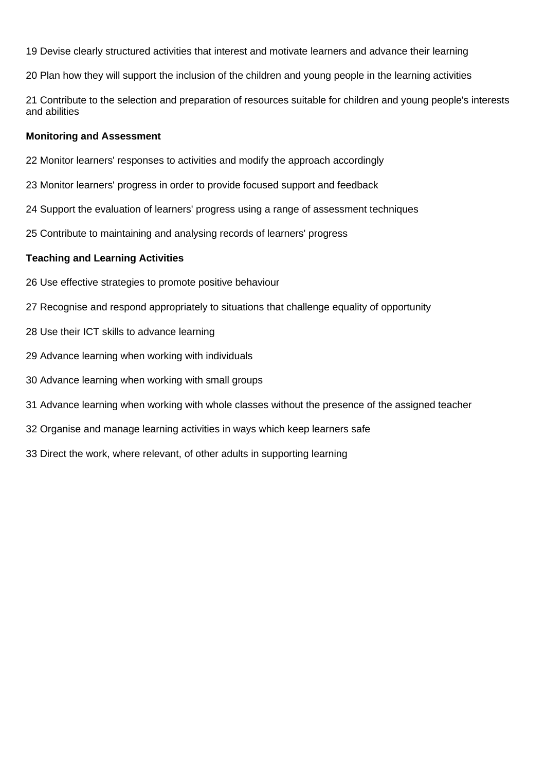19 Devise clearly structured activities that interest and motivate learners and advance their learning

20 Plan how they will support the inclusion of the children and young people in the learning activities

21 Contribute to the selection and preparation of resources suitable for children and young people's interests and abilities

**Monitoring and Assessment**

22 Monitor learners' responses to activities and modify the approach accordingly

23 Monitor learners' progress in order to provide focused support and feedback

24 Support the evaluation of learners' progress using a range of assessment techniques

25 Contribute to maintaining and analysing records of learners' progress

**Teaching and Learning Activities**

26 Use effective strategies to promote positive behaviour

27 Recognise and respond appropriately to situations that challenge equality of opportunity

28 Use their ICT skills to advance learning

29 Advance learning when working with individuals

30 Advance learning when working with small groups

31 Advance learning when working with whole classes without the presence of the assigned teacher

32 Organise and manage learning activities in ways which keep learners safe

33 Direct the work, where relevant, of other adults in supporting learning